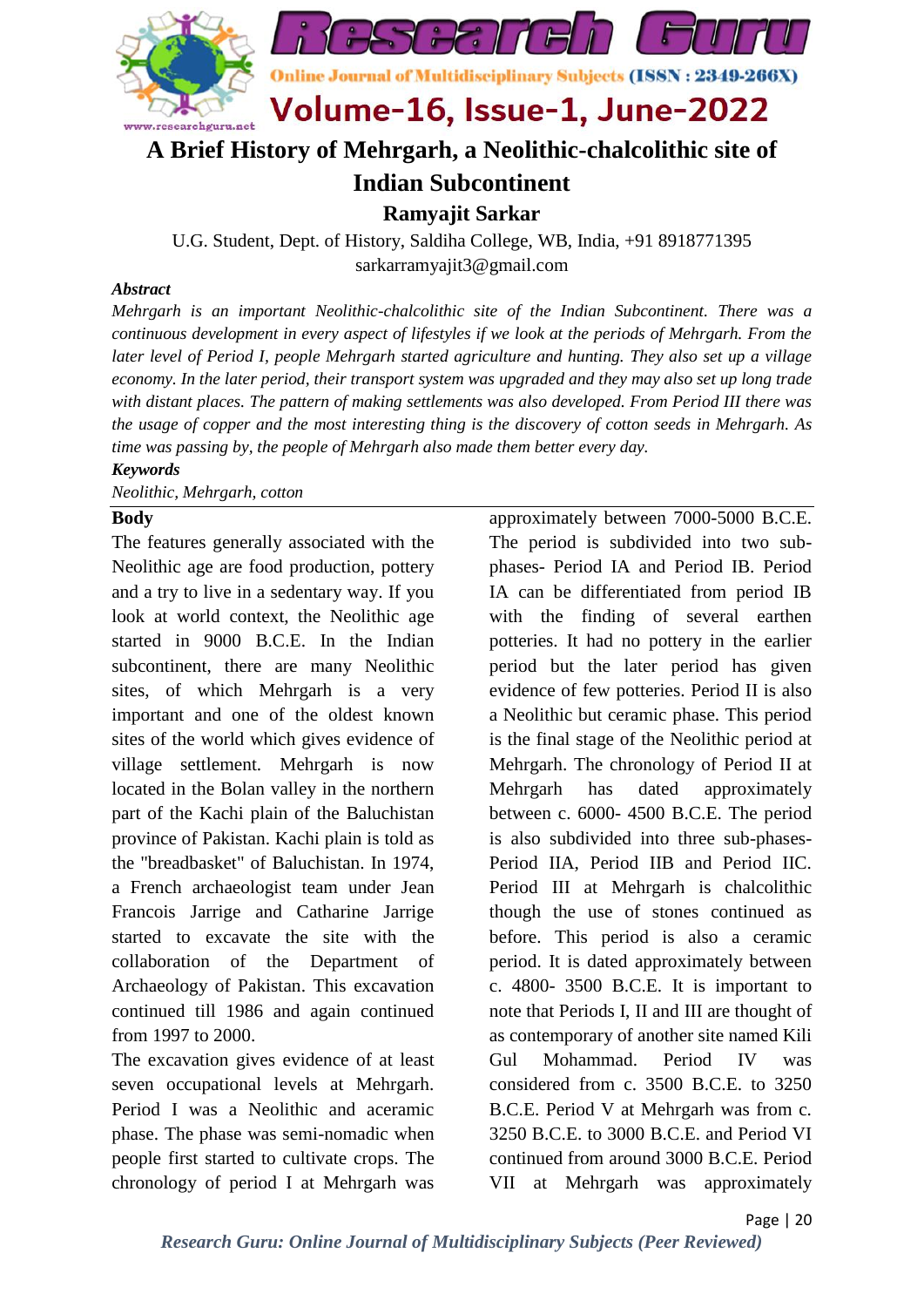# A Brief History of Mehrgarh, a Neolithic-chalcolithic site of Indian Subcontinent

**Ramyajit Sarkar**

U.G. Student, Dept. of History, Saldiha College, WB, India, +91 8918771395
sarkarramyajit3@gmail.com

***Abstract***

*Mehrgarh is an important Neolithic-chalcolithic site of the Indian Subcontinent. There was a continuous development in every aspect of lifestyles if we look at the periods of Mehrgarh. From the later level of Period I, people Mehrgarh started agriculture and hunting. They also set up a village economy. In the later period, their transport system was upgraded and they may also set up long trade with distant places. The pattern of making settlements was also developed. From Period III there was the usage of copper and the most interesting thing is the discovery of cotton seeds in Mehrgarh. As time was passing by, the people of Mehrgarh also made them better every day.*

***Keywords***

*Neolithic, Mehrgarh, cotton*

**Body**

The features generally associated with the Neolithic age are food production, pottery and a try to live in a sedentary way. If you look at world context, the Neolithic age started in 9000 B.C.E. In the Indian subcontinent, there are many Neolithic sites, of which Mehrgarh is a very important and one of the oldest known sites of the world which gives evidence of village settlement. Mehrgarh is now located in the Bolan valley in the northern part of the Kachi plain of the Baluchistan province of Pakistan. Kachi plain is told as the "breadbasket" of Baluchistan. In 1974, a French archaeologist team under Jean Francois Jarrige and Catharine Jarrige started to excavate the site with the collaboration of the Department of Archaeology of Pakistan. This excavation continued till 1986 and again continued from 1997 to 2000.

The excavation gives evidence of at least seven occupational levels at Mehrgarh. Period I was a Neolithic and aceramic phase. The phase was semi-nomadic when people first started to cultivate crops. The chronology of period I at Mehrgarh was approximately between 7000-5000 B.C.E. The period is subdivided into two sub-phases- Period IA and Period IB. Period IA can be differentiated from period IB with the finding of several earthen potteries. It had no pottery in the earlier period but the later period has given evidence of few potteries. Period II is also a Neolithic but ceramic phase. This period is the final stage of the Neolithic period at Mehrgarh. The chronology of Period II at Mehrgarh has dated approximately between c. 6000- 4500 B.C.E. The period is also subdivided into three sub-phases- Period IIA, Period IIB and Period IIC. Period III at Mehrgarh is chalcolithic though the use of stones continued as before. This period is also a ceramic period. It is dated approximately between c. 4800- 3500 B.C.E. It is important to note that Periods I, II and III are thought of as contemporary of another site named Kili Gul Mohammad. Period IV was considered from c. 3500 B.C.E. to 3250 B.C.E. Period V at Mehrgarh was from c. 3250 B.C.E. to 3000 B.C.E. and Period VI continued from around 3000 B.C.E. Period VII at Mehrgarh was approximately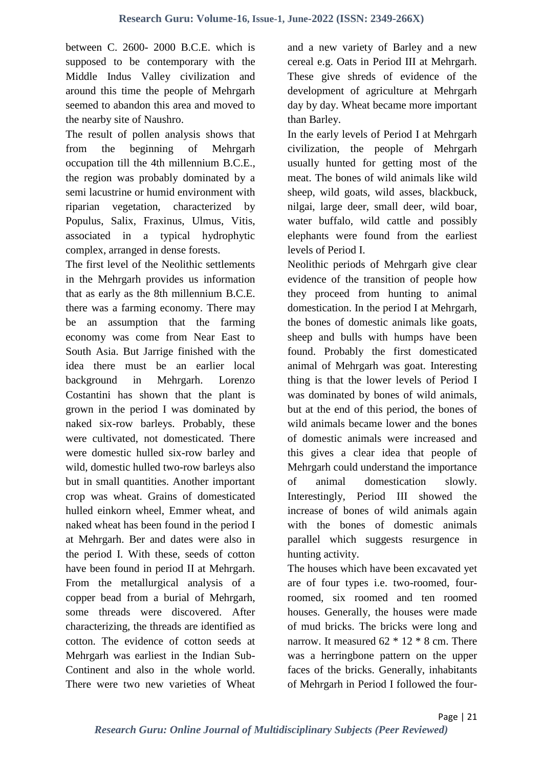between C. 2600- 2000 B.C.E. which is supposed to be contemporary with the Middle Indus Valley civilization and around this time the people of Mehrgarh seemed to abandon this area and moved to the nearby site of Naushro.

The result of pollen analysis shows that from the beginning of Mehrgarh occupation till the 4th millennium B.C.E., the region was probably dominated by a semi lacustrine or humid environment with riparian vegetation, characterized by Populus, Salix, Fraxinus, Ulmus, Vitis, associated in a typical hydrophytic complex, arranged in dense forests.

The first level of the Neolithic settlements in the Mehrgarh provides us information that as early as the 8th millennium B.C.E. there was a farming economy. There may be an assumption that the farming economy was come from Near East to South Asia. But Jarrige finished with the idea there must be an earlier local background in Mehrgarh. Lorenzo Costantini has shown that the plant is grown in the period I was dominated by naked six-row barleys. Probably, these were cultivated, not domesticated. There were domestic hulled six-row barley and wild, domestic hulled two-row barleys also but in small quantities. Another important crop was wheat. Grains of domesticated hulled einkorn wheel, Emmer wheat, and naked wheat has been found in the period I at Mehrgarh. Ber and dates were also in the period I. With these, seeds of cotton have been found in period II at Mehrgarh. From the metallurgical analysis of a copper bead from a burial of Mehrgarh, some threads were discovered. After characterizing, the threads are identified as cotton. The evidence of cotton seeds at Mehrgarh was earliest in the Indian Sub-Continent and also in the whole world. There were two new varieties of Wheat and a new variety of Barley and a new cereal e.g. Oats in Period III at Mehrgarh. These give shreds of evidence of the development of agriculture at Mehrgarh day by day. Wheat became more important than Barley.

In the early levels of Period I at Mehrgarh civilization, the people of Mehrgarh usually hunted for getting most of the meat. The bones of wild animals like wild sheep, wild goats, wild asses, blackbuck, nilgai, large deer, small deer, wild boar, water buffalo, wild cattle and possibly elephants were found from the earliest levels of Period I.

Neolithic periods of Mehrgarh give clear evidence of the transition of people how they proceed from hunting to animal domestication. In the period I at Mehrgarh, the bones of domestic animals like goats, sheep and bulls with humps have been found. Probably the first domesticated animal of Mehrgarh was goat. Interesting thing is that the lower levels of Period I was dominated by bones of wild animals, but at the end of this period, the bones of wild animals became lower and the bones of domestic animals were increased and this gives a clear idea that people of Mehrgarh could understand the importance of animal domestication slowly. Interestingly, Period III showed the increase of bones of wild animals again with the bones of domestic animals parallel which suggests resurgence in hunting activity.

The houses which have been excavated yet are of four types i.e. two-roomed, four-roomed, six roomed and ten roomed houses. Generally, the houses were made of mud bricks. The bricks were long and narrow. It measured 62 * 12 * 8 cm. There was a herringbone pattern on the upper faces of the bricks. Generally, inhabitants of Mehrgarh in Period I followed the four-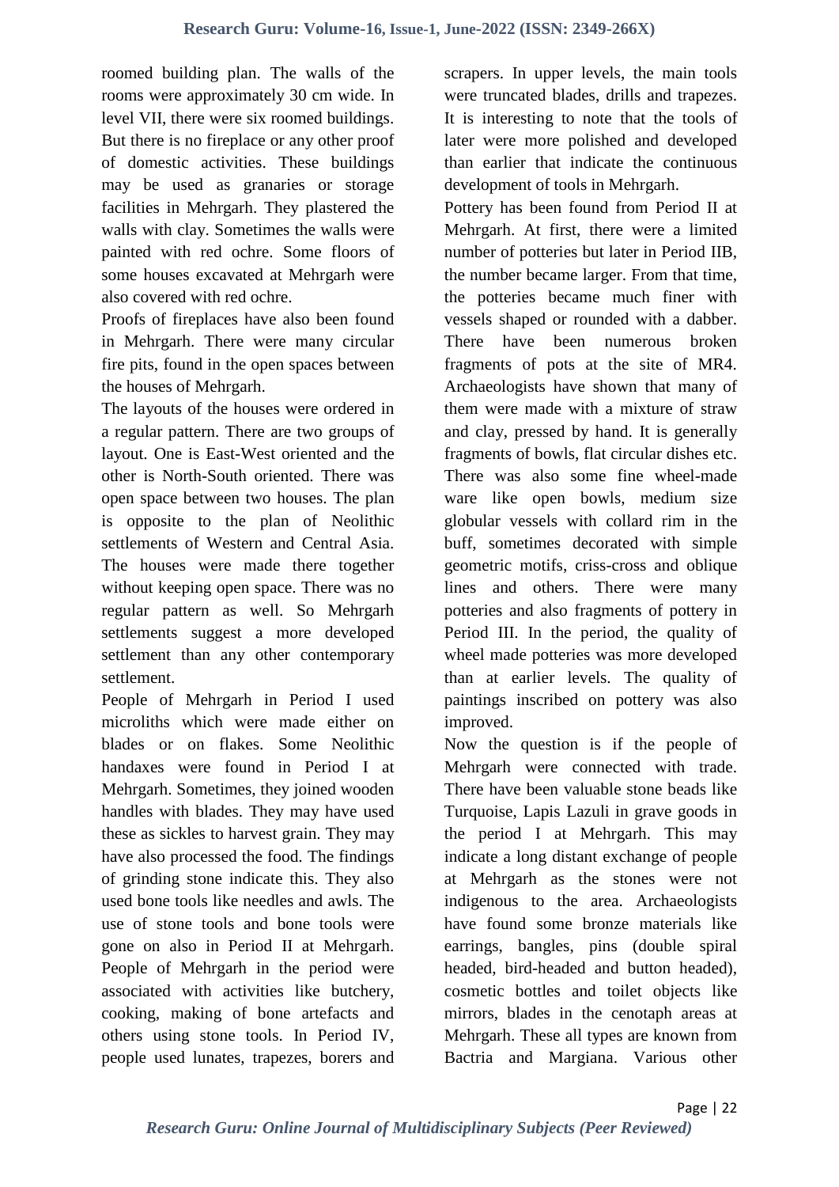roomed building plan. The walls of the rooms were approximately 30 cm wide. In level VII, there were six roomed buildings. But there is no fireplace or any other proof of domestic activities. These buildings may be used as granaries or storage facilities in Mehrgarh. They plastered the walls with clay. Sometimes the walls were painted with red ochre. Some floors of some houses excavated at Mehrgarh were also covered with red ochre.

Proofs of fireplaces have also been found in Mehrgarh. There were many circular fire pits, found in the open spaces between the houses of Mehrgarh.

The layouts of the houses were ordered in a regular pattern. There are two groups of layout. One is East-West oriented and the other is North-South oriented. There was open space between two houses. The plan is opposite to the plan of Neolithic settlements of Western and Central Asia. The houses were made there together without keeping open space. There was no regular pattern as well. So Mehrgarh settlements suggest a more developed settlement than any other contemporary settlement.

People of Mehrgarh in Period I used microliths which were made either on blades or on flakes. Some Neolithic handaxes were found in Period I at Mehrgarh. Sometimes, they joined wooden handles with blades. They may have used these as sickles to harvest grain. They may have also processed the food. The findings of grinding stone indicate this. They also used bone tools like needles and awls. The use of stone tools and bone tools were gone on also in Period II at Mehrgarh. People of Mehrgarh in the period were associated with activities like butchery, cooking, making of bone artefacts and others using stone tools. In Period IV, people used lunates, trapezes, borers and scrapers. In upper levels, the main tools were truncated blades, drills and trapezes. It is interesting to note that the tools of later were more polished and developed than earlier that indicate the continuous development of tools in Mehrgarh.

Pottery has been found from Period II at Mehrgarh. At first, there were a limited number of potteries but later in Period IIB, the number became larger. From that time, the potteries became much finer with vessels shaped or rounded with a dabber. There have been numerous broken fragments of pots at the site of MR4. Archaeologists have shown that many of them were made with a mixture of straw and clay, pressed by hand. It is generally fragments of bowls, flat circular dishes etc. There was also some fine wheel-made ware like open bowls, medium size globular vessels with collard rim in the buff, sometimes decorated with simple geometric motifs, criss-cross and oblique lines and others. There were many potteries and also fragments of pottery in Period III. In the period, the quality of wheel made potteries was more developed than at earlier levels. The quality of paintings inscribed on pottery was also improved.

Now the question is if the people of Mehrgarh were connected with trade. There have been valuable stone beads like Turquoise, Lapis Lazuli in grave goods in the period I at Mehrgarh. This may indicate a long distant exchange of people at Mehrgarh as the stones were not indigenous to the area. Archaeologists have found some bronze materials like earrings, bangles, pins (double spiral headed, bird-headed and button headed), cosmetic bottles and toilet objects like mirrors, blades in the cenotaph areas at Mehrgarh. These all types are known from Bactria and Margiana. Various other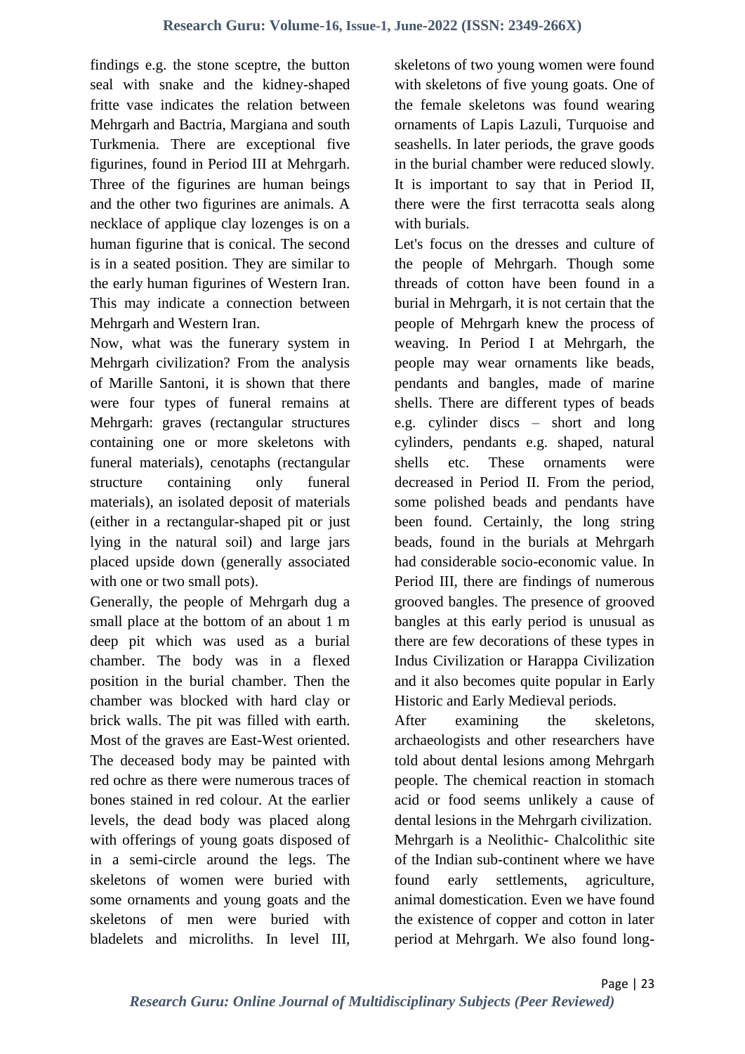findings e.g. the stone sceptre, the button seal with snake and the kidney-shaped fritte vase indicates the relation between Mehrgarh and Bactria, Margiana and south Turkmenia. There are exceptional five figurines, found in Period III at Mehrgarh. Three of the figurines are human beings and the other two figurines are animals. A necklace of applique clay lozenges is on a human figurine that is conical. The second is in a seated position. They are similar to the early human figurines of Western Iran. This may indicate a connection between Mehrgarh and Western Iran.

Now, what was the funerary system in Mehrgarh civilization? From the analysis of Marille Santoni, it is shown that there were four types of funeral remains at Mehrgarh: graves (rectangular structures containing one or more skeletons with funeral materials), cenotaphs (rectangular structure containing only funeral materials), an isolated deposit of materials (either in a rectangular-shaped pit or just lying in the natural soil) and large jars placed upside down (generally associated with one or two small pots).

Generally, the people of Mehrgarh dug a small place at the bottom of an about 1 m deep pit which was used as a burial chamber. The body was in a flexed position in the burial chamber. Then the chamber was blocked with hard clay or brick walls. The pit was filled with earth. Most of the graves are East-West oriented. The deceased body may be painted with red ochre as there were numerous traces of bones stained in red colour. At the earlier levels, the dead body was placed along with offerings of young goats disposed of in a semi-circle around the legs. The skeletons of women were buried with some ornaments and young goats and the skeletons of men were buried with bladelets and microliths. In level III, skeletons of two young women were found with skeletons of five young goats. One of the female skeletons was found wearing ornaments of Lapis Lazuli, Turquoise and seashells. In later periods, the grave goods in the burial chamber were reduced slowly. It is important to say that in Period II, there were the first terracotta seals along with burials.

Let's focus on the dresses and culture of the people of Mehrgarh. Though some threads of cotton have been found in a burial in Mehrgarh, it is not certain that the people of Mehrgarh knew the process of weaving. In Period I at Mehrgarh, the people may wear ornaments like beads, pendants and bangles, made of marine shells. There are different types of beads e.g. cylinder discs – short and long cylinders, pendants e.g. shaped, natural shells etc. These ornaments were decreased in Period II. From the period, some polished beads and pendants have been found. Certainly, the long string beads, found in the burials at Mehrgarh had considerable socio-economic value. In Period III, there are findings of numerous grooved bangles. The presence of grooved bangles at this early period is unusual as there are few decorations of these types in Indus Civilization or Harappa Civilization and it also becomes quite popular in Early Historic and Early Medieval periods.

After examining the skeletons, archaeologists and other researchers have told about dental lesions among Mehrgarh people. The chemical reaction in stomach acid or food seems unlikely a cause of dental lesions in the Mehrgarh civilization.

Mehrgarh is a Neolithic- Chalcolithic site of the Indian sub-continent where we have found early settlements, agriculture, animal domestication. Even we have found the existence of copper and cotton in later period at Mehrgarh. We also found long-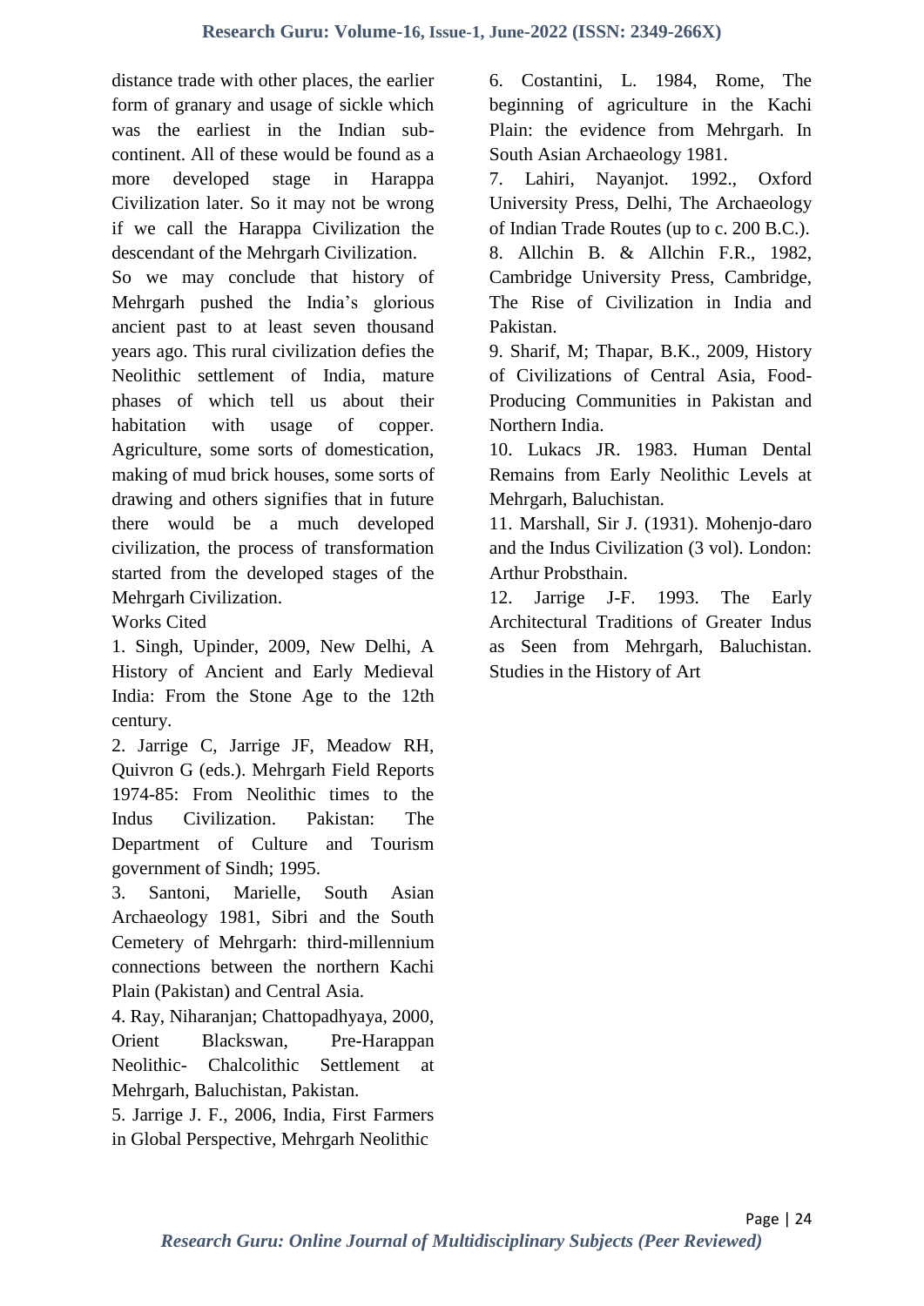distance trade with other places, the earlier form of granary and usage of sickle which was the earliest in the Indian sub-continent. All of these would be found as a more developed stage in Harappa Civilization later. So it may not be wrong if we call the Harappa Civilization the descendant of the Mehrgarh Civilization.

So we may conclude that history of Mehrgarh pushed the India's glorious ancient past to at least seven thousand years ago. This rural civilization defies the Neolithic settlement of India, mature phases of which tell us about their habitation with usage of copper. Agriculture, some sorts of domestication, making of mud brick houses, some sorts of drawing and others signifies that in future there would be a much developed civilization, the process of transformation started from the developed stages of the Mehrgarh Civilization.

Works Cited

1. Singh, Upinder, 2009, New Delhi, A History of Ancient and Early Medieval India: From the Stone Age to the 12th century.
2. Jarrige C, Jarrige JF, Meadow RH, Quivron G (eds.). Mehrgarh Field Reports 1974-85: From Neolithic times to the Indus Civilization. Pakistan: The Department of Culture and Tourism government of Sindh; 1995.
3. Santoni, Marielle, South Asian Archaeology 1981, Sibri and the South Cemetery of Mehrgarh: third-millennium connections between the northern Kachi Plain (Pakistan) and Central Asia.
4. Ray, Niharanjan; Chattopadhyaya, 2000, Orient Blackswan, Pre-Harappan Neolithic- Chalcolithic Settlement at Mehrgarh, Baluchistan, Pakistan.
5. Jarrige J. F., 2006, India, First Farmers in Global Perspective, Mehrgarh Neolithic
6. Costantini, L. 1984, Rome, The beginning of agriculture in the Kachi Plain: the evidence from Mehrgarh. In South Asian Archaeology 1981.
7. Lahiri, Nayanjot. 1992., Oxford University Press, Delhi, The Archaeology of Indian Trade Routes (up to c. 200 B.C.).
8. Allchin B. & Allchin F.R., 1982, Cambridge University Press, Cambridge, The Rise of Civilization in India and Pakistan.
9. Sharif, M; Thapar, B.K., 2009, History of Civilizations of Central Asia, Food-Producing Communities in Pakistan and Northern India.
10. Lukacs JR. 1983. Human Dental Remains from Early Neolithic Levels at Mehrgarh, Baluchistan.
11. Marshall, Sir J. (1931). Mohenjo-daro and the Indus Civilization (3 vol). London: Arthur Probsthain.
12. Jarrige J-F. 1993. The Early Architectural Traditions of Greater Indus as Seen from Mehrgarh, Baluchistan. Studies in the History of Art